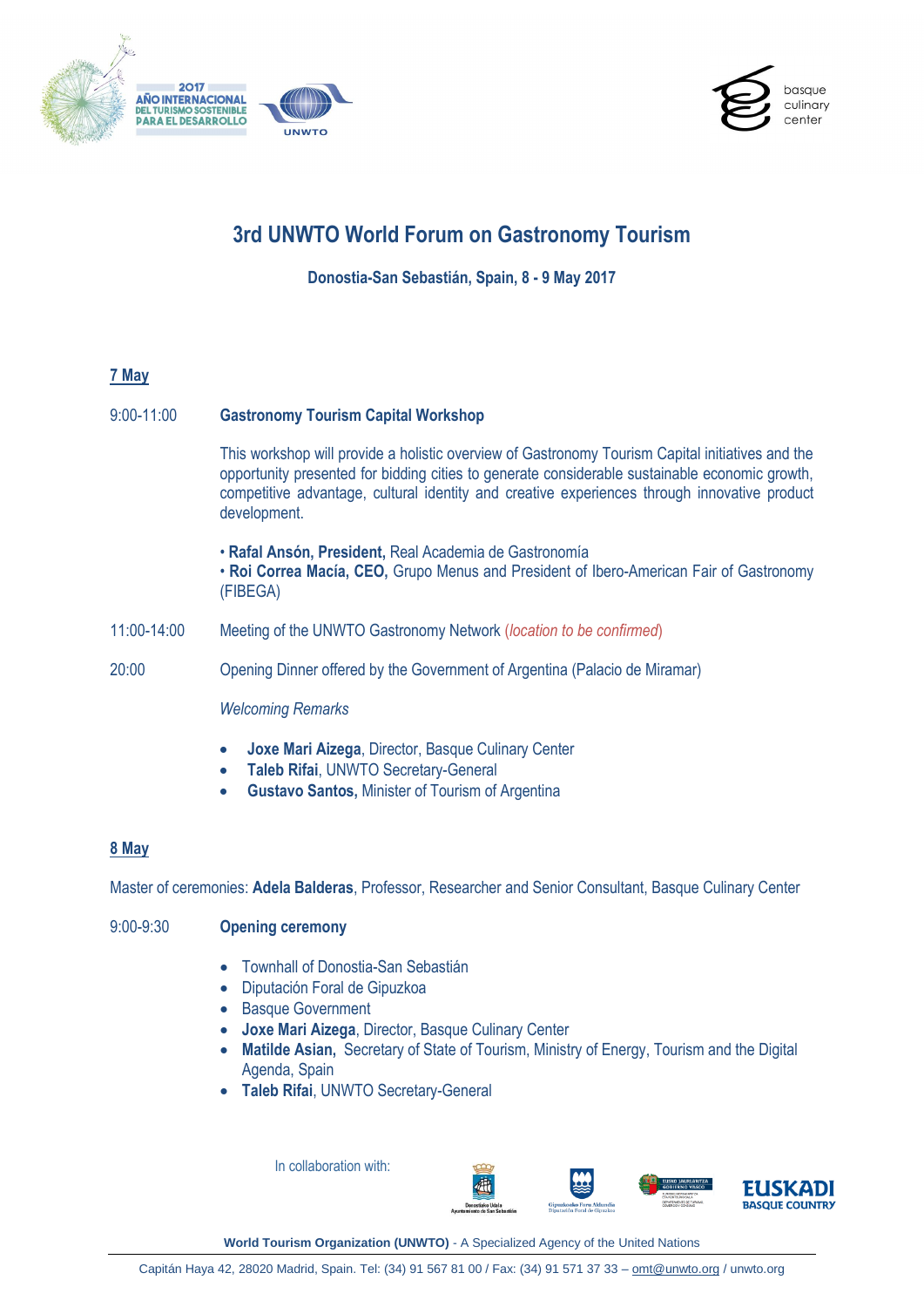# 3rd UNWTO World Forum on Gastronomy Tourism

**Donostia-San Sebastián, Spain, 8 - 9 May 2017**

## 7 May

9:00-11:00 **Gastronomy Tourism Capital Workshop**

This workshop will provide a holistic overview of Gastronomy Tourism Capital initiatives and the opportunity presented for bidding cities to generate considerable sustainable economic growth, competitive advantage, cultural identity and creative experiences through innovative product development.

- **Rafal Ansón, President,** Real Academia de Gastronomía
- **Roi Correa Macía, CEO,** Grupo Menus and President of Ibero-American Fair of Gastronomy (FIBEGA)

11:00-14:00 Meeting of the UNWTO Gastronomy Network (*location to be confirmed*)

20:00 Opening Dinner offered by the Government of Argentina (Palacio de Miramar)

*Welcoming Remarks*

- **Joxe Mari Aizega**, Director, Basque Culinary Center
- **Taleb Rifai**, UNWTO Secretary-General
- **Gustavo Santos,** Minister of Tourism of Argentina

## 8 May

Master of ceremonies: **Adela Balderas**, Professor, Researcher and Senior Consultant, Basque Culinary Center

9:00-9:30 **Opening ceremony**

- Townhall of Donostia-San Sebastián
- Diputación Foral de Gipuzkoa
- Basque Government
- **Joxe Mari Aizega**, Director, Basque Culinary Center
- **Matilde Asian,** Secretary of State of Tourism, Ministry of Energy, Tourism and the Digital Agenda, Spain
- **Taleb Rifai**, UNWTO Secretary-General

In collaboration with:

**World Tourism Organization (UNWTO)** - A Specialized Agency of the United Nations

Capitán Haya 42, 28020 Madrid, Spain. Tel: (34) 91 567 81 00 / Fax: (34) 91 571 37 33 – omt@unwto.org / unwto.org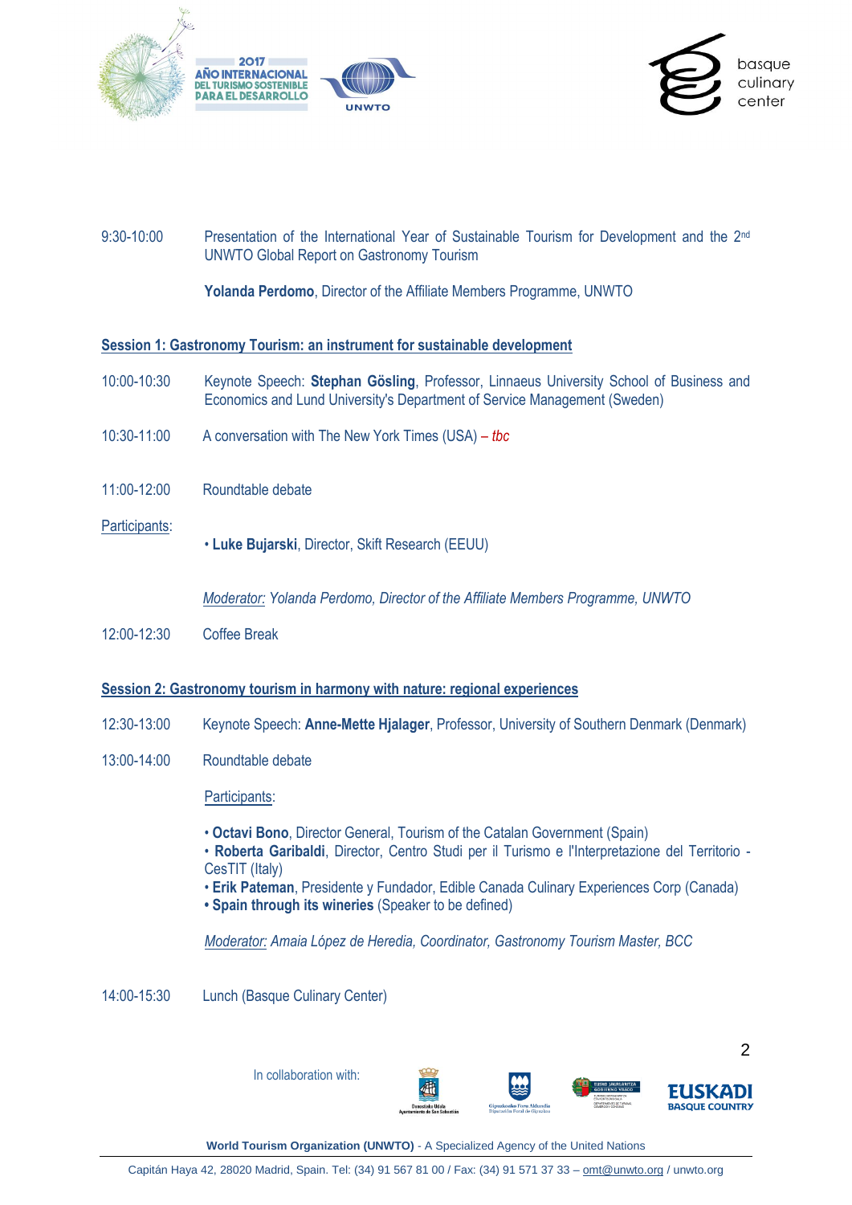9:30-10:00 Presentation of the International Year of Sustainable Tourism for Development and the 2nd UNWTO Global Report on Gastronomy Tourism

**Yolanda Perdomo**, Director of the Affiliate Members Programme, UNWTO

## Session 1: Gastronomy Tourism: an instrument for sustainable development

10:00-10:30 Keynote Speech: **Stephan Gösling**, Professor, Linnaeus University School of Business and Economics and Lund University's Department of Service Management (Sweden)

10:30-11:00 A conversation with The New York Times (USA) – *tbc*

11:00-12:00 Roundtable debate

Participants:

- **Luke Bujarski**, Director, Skift Research (EEUU)

*Moderator: Yolanda Perdomo, Director of the Affiliate Members Programme, UNWTO*

12:00-12:30 Coffee Break

## Session 2: Gastronomy tourism in harmony with nature: regional experiences

12:30-13:00 Keynote Speech: **Anne-Mette Hjalager**, Professor, University of Southern Denmark (Denmark)

13:00-14:00 Roundtable debate

Participants:

- **Octavi Bono**, Director General, Tourism of the Catalan Government (Spain)
- **Roberta Garibaldi**, Director, Centro Studi per il Turismo e l'Interpretazione del Territorio - CesTIT (Italy)
- **Erik Pateman**, Presidente y Fundador, Edible Canada Culinary Experiences Corp (Canada)
- **Spain through its wineries** (Speaker to be defined)

*Moderator: Amaia López de Heredia, Coordinator, Gastronomy Tourism Master, BCC*

14:00-15:30 Lunch (Basque Culinary Center)

In collaboration with: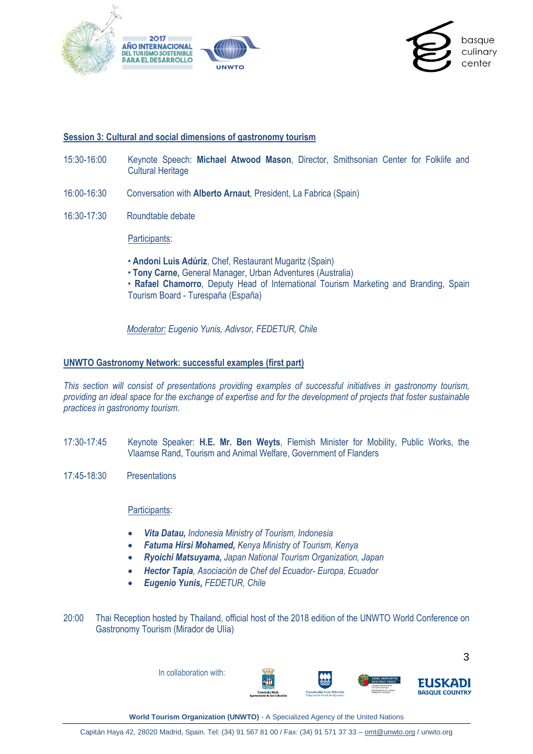## Session 3: Cultural and social dimensions of gastronomy tourism

15:30-16:00 Keynote Speech: **Michael Atwood Mason**, Director, Smithsonian Center for Folklife and Cultural Heritage

16:00-16:30 Conversation with **Alberto Arnaut**, President, La Fabrica (Spain)

16:30-17:30 Roundtable debate

Participants:

- **Andoni Luis Adúriz**, Chef, Restaurant Mugaritz (Spain)
- **Tony Carne,** General Manager, Urban Adventures (Australia)
- **Rafael Chamorro**, Deputy Head of International Tourism Marketing and Branding, Spain Tourism Board - Turespaña (España)

*Moderator: Eugenio Yunis, Adivsor, FEDETUR, Chile*

## UNWTO Gastronomy Network: successful examples (first part)

*This section will consist of presentations providing examples of successful initiatives in gastronomy tourism, providing an ideal space for the exchange of expertise and for the development of projects that foster sustainable practices in gastronomy tourism.*

17:30-17:45 Keynote Speaker: **H.E. Mr. Ben Weyts**, Flemish Minister for Mobility, Public Works, the Vlaamse Rand, Tourism and Animal Welfare, Government of Flanders

17:45-18:30 Presentations

Participants:

- ***Vita Datau,*** *Indonesia Ministry of Tourism, Indonesia*
- ***Fatuma Hirsi Mohamed,*** *Kenya Ministry of Tourism, Kenya*
- ***Ryoichi Matsuyama,*** *Japan National Tourism Organization, Japan*
- ***Hector Tapia****, Asociación de Chef del Ecuador- Europa, Ecuador*
- ***Eugenio Yunis,*** *FEDETUR, Chile*

20:00 Thai Reception hosted by Thailand, official host of the 2018 edition of the UNWTO World Conference on Gastronomy Tourism (Mirador de Ulía)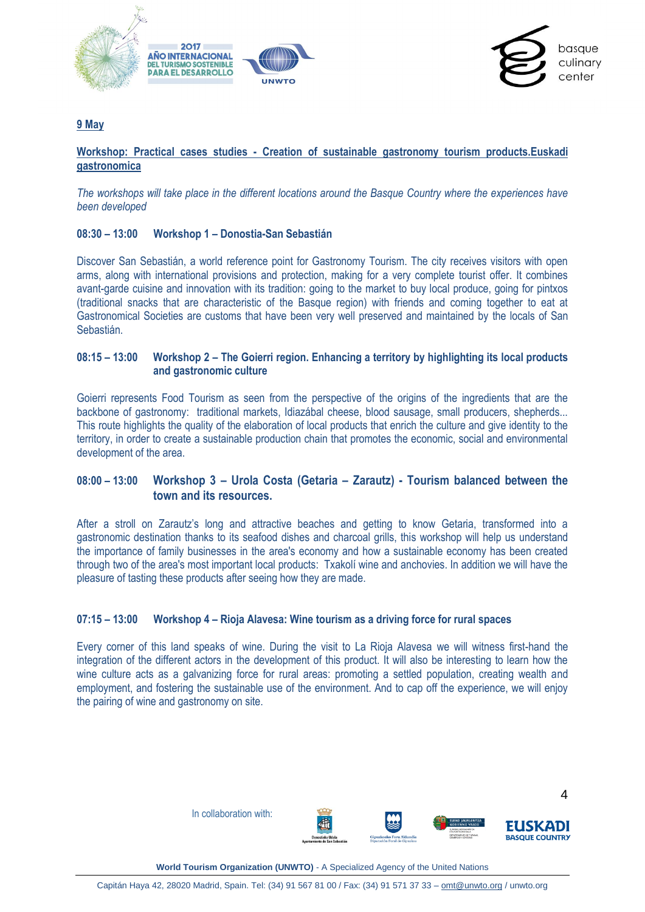**9 May**

**Workshop: Practical cases studies - Creation of sustainable gastronomy tourism products.Euskadi gastronomica**

*The workshops will take place in the different locations around the Basque Country where the experiences have been developed*

**08:30 – 13:00 Workshop 1 – Donostia-San Sebastián**

Discover San Sebastián, a world reference point for Gastronomy Tourism. The city receives visitors with open arms, along with international provisions and protection, making for a very complete tourist offer. It combines avant-garde cuisine and innovation with its tradition: going to the market to buy local produce, going for pintxos (traditional snacks that are characteristic of the Basque region) with friends and coming together to eat at Gastronomical Societies are customs that have been very well preserved and maintained by the locals of San Sebastián.

**08:15 – 13:00 Workshop 2 – The Goierri region. Enhancing a territory by highlighting its local products and gastronomic culture**

Goierri represents Food Tourism as seen from the perspective of the origins of the ingredients that are the backbone of gastronomy: traditional markets, Idiazábal cheese, blood sausage, small producers, shepherds... This route highlights the quality of the elaboration of local products that enrich the culture and give identity to the territory, in order to create a sustainable production chain that promotes the economic, social and environmental development of the area.

**08:00 – 13:00 Workshop 3 – Urola Costa (Getaria – Zarautz) - Tourism balanced between the town and its resources.**

After a stroll on Zarautz's long and attractive beaches and getting to know Getaria, transformed into a gastronomic destination thanks to its seafood dishes and charcoal grills, this workshop will help us understand the importance of family businesses in the area's economy and how a sustainable economy has been created through two of the area's most important local products: Txakolí wine and anchovies. In addition we will have the pleasure of tasting these products after seeing how they are made.

**07:15 – 13:00 Workshop 4 – Rioja Alavesa: Wine tourism as a driving force for rural spaces**

Every corner of this land speaks of wine. During the visit to La Rioja Alavesa we will witness first-hand the integration of the different actors in the development of this product. It will also be interesting to learn how the wine culture acts as a galvanizing force for rural areas: promoting a settled population, creating wealth and employment, and fostering the sustainable use of the environment. And to cap off the experience, we will enjoy the pairing of wine and gastronomy on site.

In collaboration with: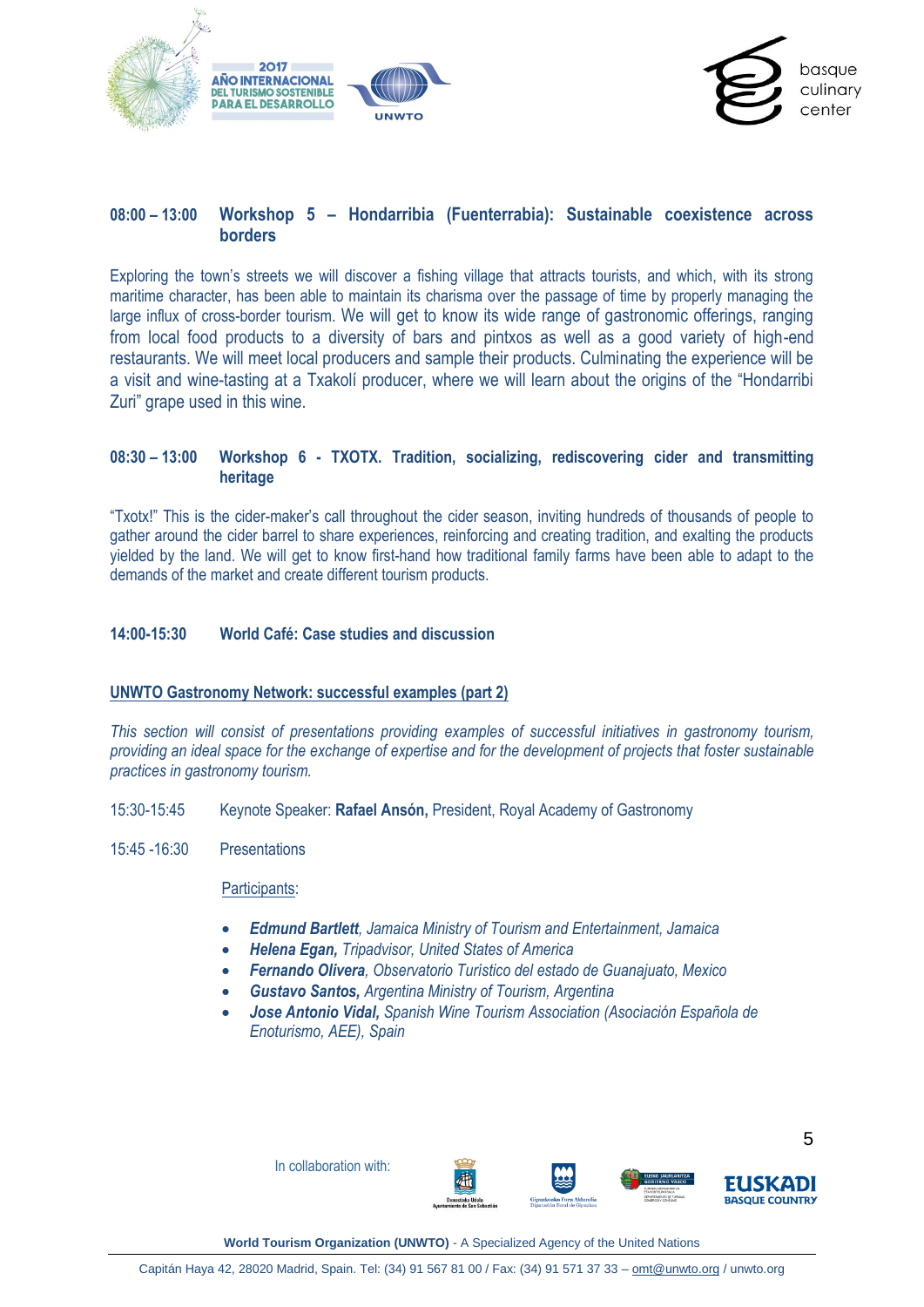**08:00 – 13:00 Workshop 5 – Hondarribia (Fuenterrabia): Sustainable coexistence across borders**

Exploring the town's streets we will discover a fishing village that attracts tourists, and which, with its strong maritime character, has been able to maintain its charisma over the passage of time by properly managing the large influx of cross-border tourism. We will get to know its wide range of gastronomic offerings, ranging from local food products to a diversity of bars and pintxos as well as a good variety of high-end restaurants. We will meet local producers and sample their products. Culminating the experience will be a visit and wine-tasting at a Txakolí producer, where we will learn about the origins of the "Hondarribi Zuri" grape used in this wine.

**08:30 – 13:00 Workshop 6 - TXOTX. Tradition, socializing, rediscovering cider and transmitting heritage**

"Txotx!" This is the cider-maker's call throughout the cider season, inviting hundreds of thousands of people to gather around the cider barrel to share experiences, reinforcing and creating tradition, and exalting the products yielded by the land. We will get to know first-hand how traditional family farms have been able to adapt to the demands of the market and create different tourism products.

**14:00-15:30 World Café: Case studies and discussion**

**UNWTO Gastronomy Network: successful examples (part 2)**

*This section will consist of presentations providing examples of successful initiatives in gastronomy tourism, providing an ideal space for the exchange of expertise and for the development of projects that foster sustainable practices in gastronomy tourism.*

15:30-15:45 Keynote Speaker: **Rafael Ansón,** President, Royal Academy of Gastronomy

15:45 -16:30 Presentations

Participants:

- ***Edmund Bartlett****, Jamaica Ministry of Tourism and Entertainment, Jamaica*
- ***Helena Egan,*** *Tripadvisor, United States of America*
- ***Fernando Olivera****, Observatorio Turístico del estado de Guanajuato, Mexico*
- ***Gustavo Santos,*** *Argentina Ministry of Tourism, Argentina*
- ***Jose Antonio Vidal,*** *Spanish Wine Tourism Association (Asociación Española de Enoturismo, AEE), Spain*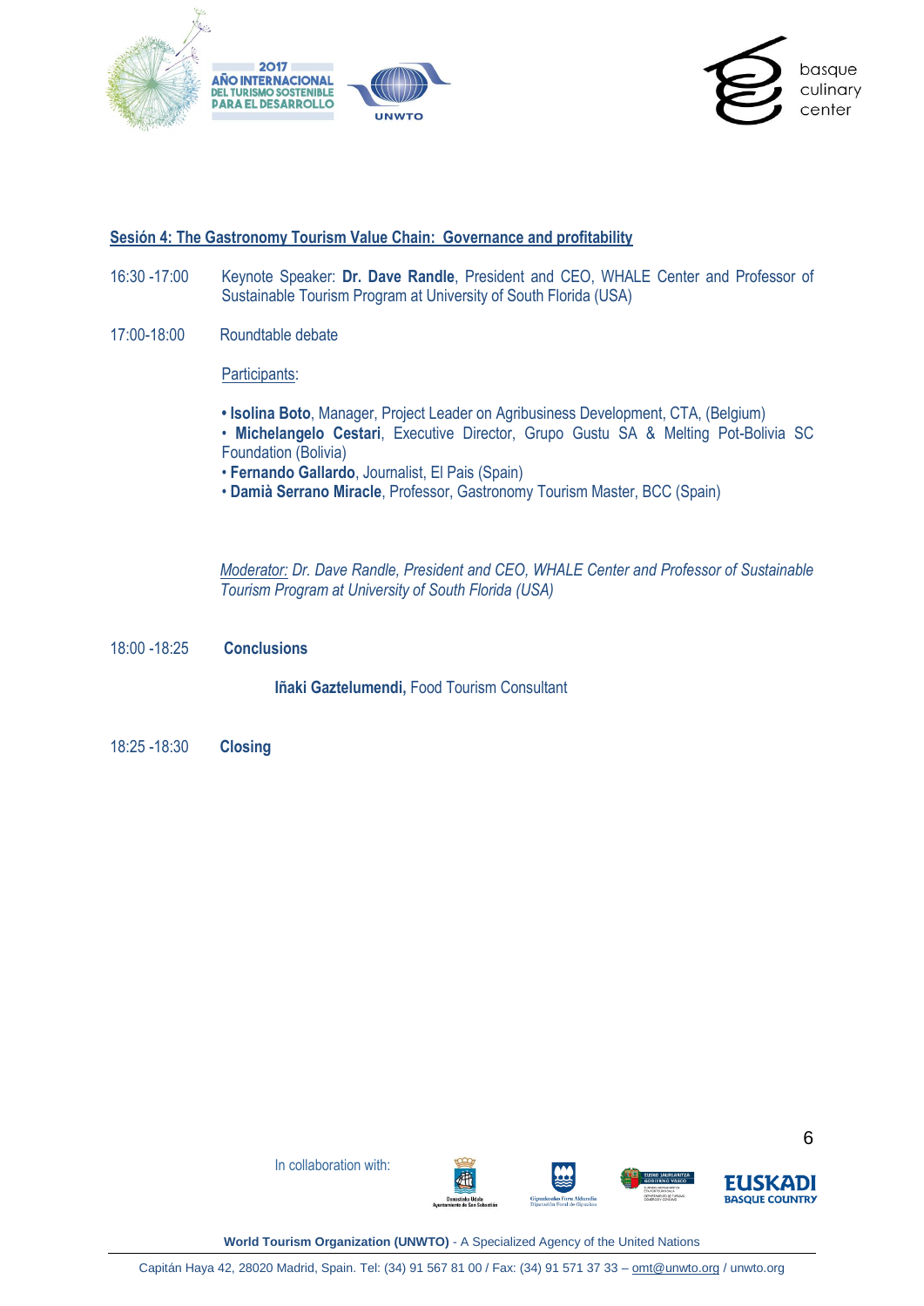## Sesión 4: The Gastronomy Tourism Value Chain: Governance and profitability

16:30 -17:00 Keynote Speaker: **Dr. Dave Randle**, President and CEO, WHALE Center and Professor of Sustainable Tourism Program at University of South Florida (USA)

17:00-18:00 Roundtable debate

Participants:

- **Isolina Boto**, Manager, Project Leader on Agribusiness Development, CTA, (Belgium)
- **Michelangelo Cestari**, Executive Director, Grupo Gustu SA & Melting Pot-Bolivia SC Foundation (Bolivia)
- **Fernando Gallardo**, Journalist, El Pais (Spain)
- **Damià Serrano Miracle**, Professor, Gastronomy Tourism Master, BCC (Spain)

*Moderator: Dr. Dave Randle, President and CEO, WHALE Center and Professor of Sustainable Tourism Program at University of South Florida (USA)*

18:00 -18:25 **Conclusions**

**Iñaki Gaztelumendi,** Food Tourism Consultant

18:25 -18:30 **Closing**

In collaboration with:

**World Tourism Organization (UNWTO)** - A Specialized Agency of the United Nations

Capitán Haya 42, 28020 Madrid, Spain. Tel: (34) 91 567 81 00 / Fax: (34) 91 571 37 33 – omt@unwto.org / unwto.org